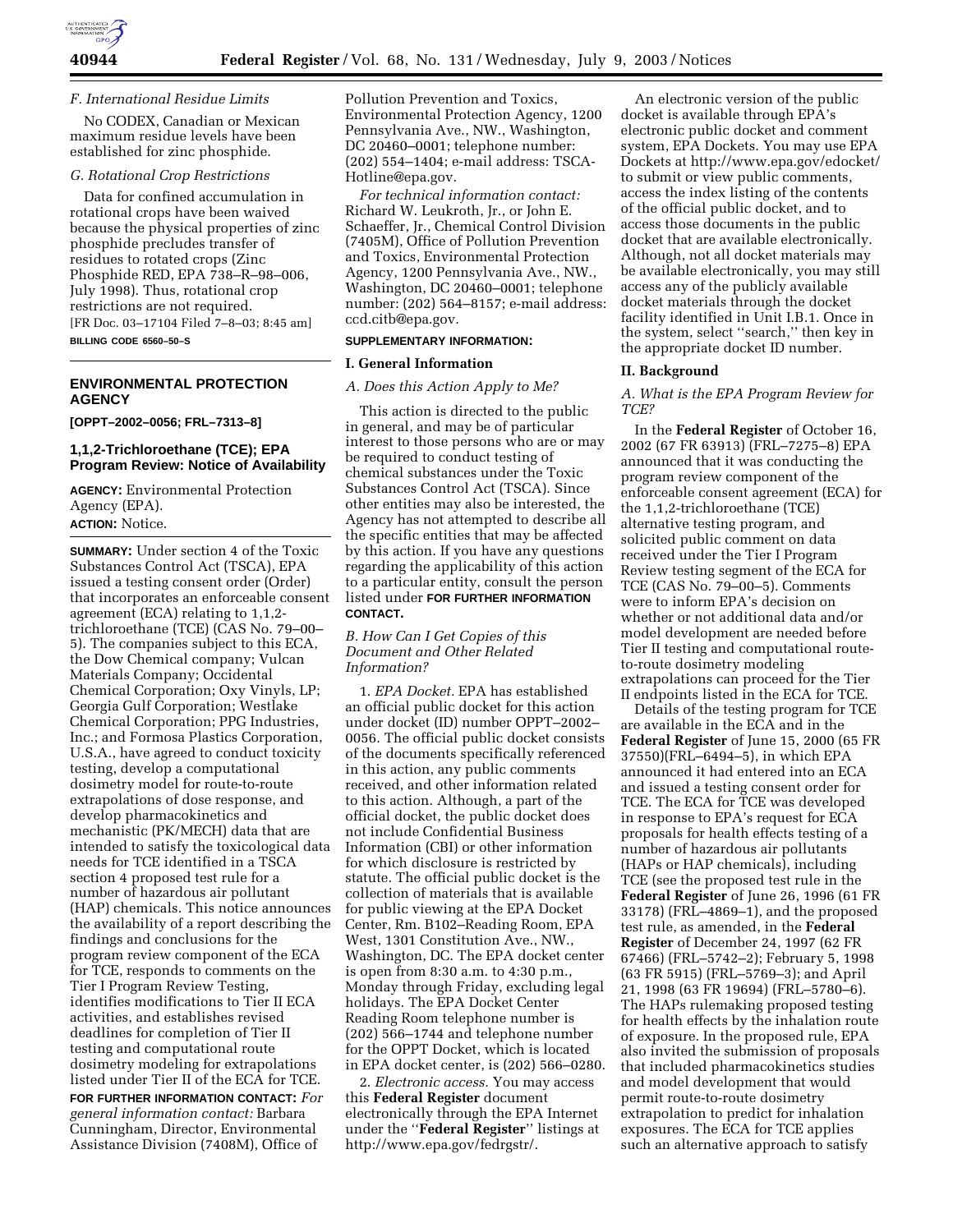### F. International Residue Limits

No CODEX, Canadian or Mexican maximum residue levels have been established for zinc phosphide.

### G. Rotational Crop Restrictions

Data for confined accumulation in rotational crops have been waived because the physical properties of zinc phosphide precludes transfer of residues to rotated crops (Zinc Phosphide RED, EPA 738–R–98–006, July 1998). Thus, rotational crop restrictions are not required.

[FR Doc. 03–17104 Filed 7–8–03; 8:45 am]

**BILLING CODE 6560–50–S**

## ENVIRONMENTAL PROTECTION AGENCY

**[OPPT–2002–0056; FRL–7313–8]**

## 1,1,2-Trichloroethane (TCE); EPA Program Review: Notice of Availability

**AGENCY:** Environmental Protection Agency (EPA).

**ACTION:** Notice.

**SUMMARY:** Under section 4 of the Toxic Substances Control Act (TSCA), EPA issued a testing consent order (Order) that incorporates an enforceable consent agreement (ECA) relating to 1,1,2-trichloroethane (TCE) (CAS No. 79–00–5). The companies subject to this ECA, the Dow Chemical company; Vulcan Materials Company; Occidental Chemical Corporation; Oxy Vinyls, LP; Georgia Gulf Corporation; Westlake Chemical Corporation; PPG Industries, Inc.; and Formosa Plastics Corporation, U.S.A., have agreed to conduct toxicity testing, develop a computational dosimetry model for route-to-route extrapolations of dose response, and develop pharmacokinetics and mechanistic (PK/MECH) data that are intended to satisfy the toxicological data needs for TCE identified in a TSCA section 4 proposed test rule for a number of hazardous air pollutant (HAP) chemicals. This notice announces the availability of a report describing the findings and conclusions for the program review component of the ECA for TCE, responds to comments on the Tier I Program Review Testing, identifies modifications to Tier II ECA activities, and establishes revised deadlines for completion of Tier II testing and computational route dosimetry modeling for extrapolations listed under Tier II of the ECA for TCE.

**FOR FURTHER INFORMATION CONTACT:** *For general information contact:* Barbara Cunningham, Director, Environmental Assistance Division (7408M), Office of Pollution Prevention and Toxics, Environmental Protection Agency, 1200 Pennsylvania Ave., NW., Washington, DC 20460–0001; telephone number: (202) 554–1404; e-mail address: TSCA-Hotline@epa.gov.

*For technical information contact:* Richard W. Leukroth, Jr., or John E. Schaeffer, Jr., Chemical Control Division (7405M), Office of Pollution Prevention and Toxics, Environmental Protection Agency, 1200 Pennsylvania Ave., NW., Washington, DC 20460–0001; telephone number: (202) 564–8157; e-mail address: ccd.citb@epa.gov.

**SUPPLEMENTARY INFORMATION:**

### I. General Information

#### A. Does this Action Apply to Me?

This action is directed to the public in general, and may be of particular interest to those persons who are or may be required to conduct testing of chemical substances under the Toxic Substances Control Act (TSCA). Since other entities may also be interested, the Agency has not attempted to describe all the specific entities that may be affected by this action. If you have any questions regarding the applicability of this action to a particular entity, consult the person listed under **FOR FURTHER INFORMATION CONTACT.**

#### B. How Can I Get Copies of this Document and Other Related Information?

1. *EPA Docket.* EPA has established an official public docket for this action under docket (ID) number OPPT–2002–0056. The official public docket consists of the documents specifically referenced in this action, any public comments received, and other information related to this action. Although, a part of the official docket, the public docket does not include Confidential Business Information (CBI) or other information for which disclosure is restricted by statute. The official public docket is the collection of materials that is available for public viewing at the EPA Docket Center, Rm. B102–Reading Room, EPA West, 1301 Constitution Ave., NW., Washington, DC. The EPA docket center is open from 8:30 a.m. to 4:30 p.m., Monday through Friday, excluding legal holidays. The EPA Docket Center Reading Room telephone number is (202) 566–1744 and telephone number for the OPPT Docket, which is located in EPA docket center, is (202) 566–0280.

2. *Electronic access.* You may access this **Federal Register** document electronically through the EPA Internet under the "**Federal Register**" listings at http://www.epa.gov/fedrgstr/.

An electronic version of the public docket is available through EPA's electronic public docket and comment system, EPA Dockets. You may use EPA Dockets at http://www.epa.gov/edocket/ to submit or view public comments, access the index listing of the contents of the official public docket, and to access those documents in the public docket that are available electronically. Although, not all docket materials may be available electronically, you may still access any of the publicly available docket materials through the docket facility identified in Unit I.B.1. Once in the system, select "search," then key in the appropriate docket ID number.

### II. Background

#### A. What is the EPA Program Review for TCE?

In the **Federal Register** of October 16, 2002 (67 FR 63913) (FRL–7275–8) EPA announced that it was conducting the program review component of the enforceable consent agreement (ECA) for the 1,1,2-trichloroethane (TCE) alternative testing program, and solicited public comment on data received under the Tier I Program Review testing segment of the ECA for TCE (CAS No. 79–00–5). Comments were to inform EPA's decision on whether or not additional data and/or model development are needed before Tier II testing and computational route-to-route dosimetry modeling extrapolations can proceed for the Tier II endpoints listed in the ECA for TCE.

Details of the testing program for TCE are available in the ECA and in the **Federal Register** of June 15, 2000 (65 FR 37550)(FRL–6494–5), in which EPA announced it had entered into an ECA and issued a testing consent order for TCE. The ECA for TCE was developed in response to EPA's request for ECA proposals for health effects testing of a number of hazardous air pollutants (HAPs or HAP chemicals), including TCE (see the proposed test rule in the **Federal Register** of June 26, 1996 (61 FR 33178) (FRL–4869–1), and the proposed test rule, as amended, in the **Federal Register** of December 24, 1997 (62 FR 67466) (FRL–5742–2); February 5, 1998 (63 FR 5915) (FRL–5769–3); and April 21, 1998 (63 FR 19694) (FRL–5780–6). The HAPs rulemaking proposed testing for health effects by the inhalation route of exposure. In the proposed rule, EPA also invited the submission of proposals that included pharmacokinetics studies and model development that would permit route-to-route dosimetry extrapolation to predict for inhalation exposures. The ECA for TCE applies such an alternative approach to satisfy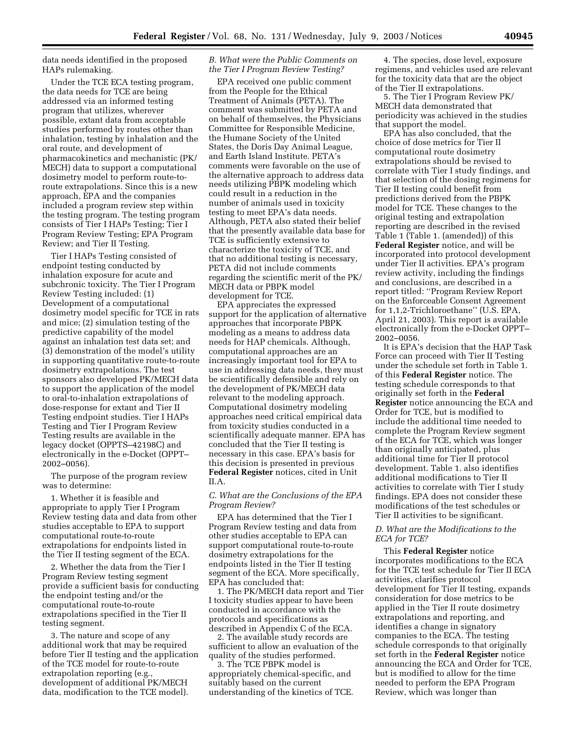data needs identified in the proposed HAPs rulemaking.

Under the TCE ECA testing program, the data needs for TCE are being addressed via an informed testing program that utilizes, wherever possible, extant data from acceptable studies performed by routes other than inhalation, testing by inhalation and the oral route, and development of pharmacokinetics and mechanistic (PK/MECH) data to support a computational dosimetry model to perform route-to-route extrapolations. Since this is a new approach, EPA and the companies included a program review step within the testing program. The testing program consists of Tier I HAPs Testing; Tier I Program Review Testing; EPA Program Review; and Tier II Testing.

Tier I HAPs Testing consisted of endpoint testing conducted by inhalation exposure for acute and subchronic toxicity. The Tier I Program Review Testing included: (1) Development of a computational dosimetry model specific for TCE in rats and mice; (2) simulation testing of the predictive capability of the model against an inhalation test data set; and (3) demonstration of the model's utility in supporting quantitative route-to-route dosimetry extrapolations. The test sponsors also developed PK/MECH data to support the application of the model to oral-to-inhalation extrapolations of dose-response for extant and Tier II Testing endpoint studies. Tier I HAPs Testing and Tier I Program Review Testing results are available in the legacy docket (OPPTS–42198C) and electronically in the e-Docket (OPPT–2002–0056).

The purpose of the program review was to determine:

1. Whether it is feasible and appropriate to apply Tier I Program Review testing data and data from other studies acceptable to EPA to support computational route-to-route extrapolations for endpoints listed in the Tier II testing segment of the ECA.

2. Whether the data from the Tier I Program Review testing segment provide a sufficient basis for conducting the endpoint testing and/or the computational route-to-route extrapolations specified in the Tier II testing segment.

3. The nature and scope of any additional work that may be required before Tier II testing and the application of the TCE model for route-to-route extrapolation reporting (e.g., development of additional PK/MECH data, modification to the TCE model).

### *B. What were the Public Comments on the Tier I Program Review Testing?*

EPA received one public comment from the People for the Ethical Treatment of Animals (PETA). The comment was submitted by PETA and on behalf of themselves, the Physicians Committee for Responsible Medicine, the Humane Society of the United States, the Doris Day Animal League, and Earth Island Institute. PETA's comments were favorable on the use of the alternative approach to address data needs utilizing PBPK modeling which could result in a reduction in the number of animals used in toxicity testing to meet EPA's data needs. Although, PETA also stated their belief that the presently available data base for TCE is sufficiently extensive to characterize the toxicity of TCE, and that no additional testing is necessary, PETA did not include comments regarding the scientific merit of the PK/MECH data or PBPK model development for TCE.

EPA appreciates the expressed support for the application of alternative approaches that incorporate PBPK modeling as a means to address data needs for HAP chemicals. Although, computational approaches are an increasingly important tool for EPA to use in addressing data needs, they must be scientifically defensible and rely on the development of PK/MECH data relevant to the modeling approach. Computational dosimetry modeling approaches need critical empirical data from toxicity studies conducted in a scientifically adequate manner. EPA has concluded that the Tier II testing is necessary in this case. EPA's basis for this decision is presented in previous **Federal Register** notices, cited in Unit II.A.

### *C. What are the Conclusions of the EPA Program Review?*

EPA has determined that the Tier I Program Review testing and data from other studies acceptable to EPA can support computational route-to-route dosimetry extrapolations for the endpoints listed in the Tier II testing segment of the ECA. More specifically, EPA has concluded that:

1. The PK/MECH data report and Tier I toxicity studies appear to have been conducted in accordance with the protocols and specifications as described in Appendix C of the ECA.

2. The available study records are sufficient to allow an evaluation of the quality of the studies performed.

3. The TCE PBPK model is appropriately chemical-specific, and suitably based on the current understanding of the kinetics of TCE.

4. The species, dose level, exposure regimens, and vehicles used are relevant for the toxicity data that are the object of the Tier II extrapolations.

5. The Tier I Program Review PK/MECH data demonstrated that periodicity was achieved in the studies that support the model.

EPA has also concluded, that the choice of dose metrics for Tier II computational route dosimetry extrapolations should be revised to correlate with Tier I study findings, and that selection of the dosing regimens for Tier II testing could benefit from predictions derived from the PBPK model for TCE. These changes to the original testing and extrapolation reporting are described in the revised Table 1 (Table 1. (amended)) of this **Federal Register** notice, and will be incorporated into protocol development under Tier II activities. EPA's program review activity, including the findings and conclusions, are described in a report titled: ''Program Review Report on the Enforceable Consent Agreement for 1,1,2-Trichloroethane'' (U.S. EPA, April 21, 2003). This report is available electronically from the e-Docket OPPT–2002–0056.

It is EPA's decision that the HAP Task Force can proceed with Tier II Testing under the schedule set forth in Table 1. of this **Federal Register** notice. The testing schedule corresponds to that originally set forth in the **Federal Register** notice announcing the ECA and Order for TCE, but is modified to include the additional time needed to complete the Program Review segment of the ECA for TCE, which was longer than originally anticipated, plus additional time for Tier II protocol development. Table 1. also identifies additional modifications to Tier II activities to correlate with Tier I study findings. EPA does not consider these modifications of the test schedules or Tier II activities to be significant.

### *D. What are the Modifications to the ECA for TCE?*

This **Federal Register** notice incorporates modifications to the ECA for the TCE test schedule for Tier II ECA activities, clarifies protocol development for Tier II testing, expands consideration for dose metrics to be applied in the Tier II route dosimetry extrapolations and reporting, and identifies a change in signatory companies to the ECA. The testing schedule corresponds to that originally set forth in the **Federal Register** notice announcing the ECA and Order for TCE, but is modified to allow for the time needed to perform the EPA Program Review, which was longer than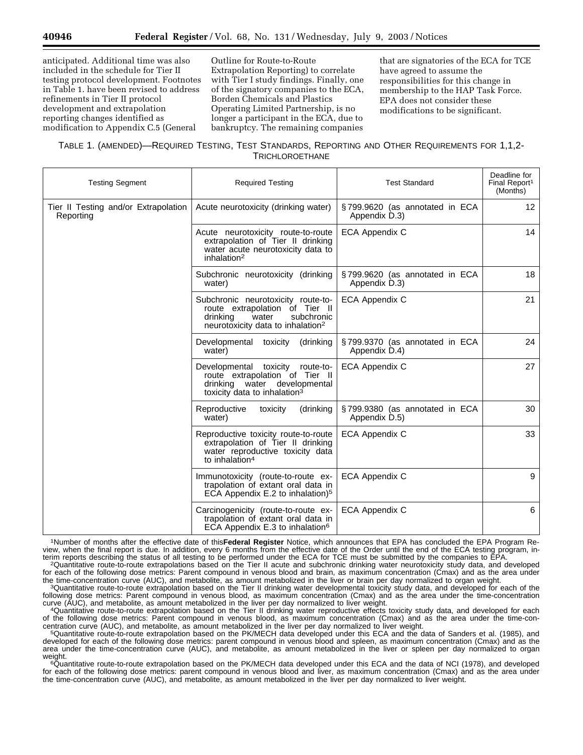anticipated. Additional time was also included in the schedule for Tier II testing protocol development. Footnotes in Table 1. have been revised to address refinements in Tier II protocol development and extrapolation reporting changes identified as modification to Appendix C.5 (General Outline for Route-to-Route Extrapolation Reporting) to correlate with Tier I study findings. Finally, one of the signatory companies to the ECA, Borden Chemicals and Plastics Operating Limited Partnership, is no longer a participant in the ECA, due to bankruptcy. The remaining companies that are signatories of the ECA for TCE have agreed to assume the responsibilities for this change in membership to the HAP Task Force. EPA does not consider these modifications to be significant.

TABLE 1. (AMENDED)—REQUIRED TESTING, TEST STANDARDS, REPORTING AND OTHER REQUIREMENTS FOR 1,1,2-TRICHLOROETHANE

| Testing Segment | Required Testing | Test Standard | Deadline for Final Report[1] (Months) |
|---|---|---|---|
| Tier II Testing and/or Extrapolation Reporting | Acute neurotoxicity (drinking water) | §799.9620 (as annotated in ECA Appendix D.3) | 12 |
| | Acute neurotoxicity route-to-route extrapolation of Tier II drinking water acute neurotoxicity data to inhalation[2] | ECA Appendix C | 14 |
| | Subchronic neurotoxicity (drinking water) | §799.9620 (as annotated in ECA Appendix D.3) | 18 |
| | Subchronic neurotoxicity route-to-route extrapolation of Tier II drinking water subchronic neurotoxicity data to inhalation[2] | ECA Appendix C | 21 |
| | Developmental toxicity (drinking water) | §799.9370 (as annotated in ECA Appendix D.4) | 24 |
| | Developmental toxicity route-to-route extrapolation of Tier II drinking water developmental toxicity data to inhalation[3] | ECA Appendix C | 27 |
| | Reproductive toxicity (drinking water) | §799.9380 (as annotated in ECA Appendix D.5) | 30 |
| | Reproductive toxicity route-to-route extrapolation of Tier II drinking water reproductive toxicity data to inhalation[4] | ECA Appendix C | 33 |
| | Immunotoxicity (route-to-route extrapolation of extant oral data in ECA Appendix E.2 to inhalation)[5] | ECA Appendix C | 9 |
| | Carcinogenicity (route-to-route extrapolation of extant oral data in ECA Appendix E.3 to inhalation[6] | ECA Appendix C | 6 |

[1]Number of months after the effective date of this **Federal Register** Notice, which announces that EPA has concluded the EPA Program Review, when the final report is due. In addition, every 6 months from the effective date of the Order until the end of the ECA testing program, interim reports describing the status of all testing to be performed under the ECA for TCE must be submitted by the companies to EPA.

[2]Quantitative route-to-route extrapolations based on the Tier II acute and subchronic drinking water neurotoxicity study data, and developed for each of the following dose metrics: Parent compound in venous blood and brain, as maximum concentration (Cmax) and as the area under the time-concentration curve (AUC), and metabolite, as amount metabolized in the liver or brain per day normalized to organ weight.

[3]Quantitative route-to-route extrapolation based on the Tier II drinking water developmental toxicity study data, and developed for each of the following dose metrics: Parent compound in venous blood, as maximum concentration (Cmax) and as the area under the time-concentration curve (AUC), and metabolite, as amount metabolized in the liver per day normalized to liver weight.

[4]Quantitative route-to-route extrapolation based on the Tier II drinking water reproductive effects toxicity study data, and developed for each of the following dose metrics: Parent compound in venous blood, as maximum concentration (Cmax) and as the area under the time-concentration curve (AUC), and metabolite, as amount metabolized in the liver per day normalized to liver weight.

[5]Quantitative route-to-route extrapolation based on the PK/MECH data developed under this ECA and the data of Sanders et al. (1985), and developed for each of the following dose metrics: parent compound in venous blood and spleen, as maximum concentration (Cmax) and as the area under the time-concentration curve (AUC), and metabolite, as amount metabolized in the liver or spleen per day normalized to organ weight.

[6]Quantitative route-to-route extrapolation based on the PK/MECH data developed under this ECA and the data of NCI (1978), and developed for each of the following dose metrics: parent compound in venous blood and liver, as maximum concentration (Cmax) and as the area under the time-concentration curve (AUC), and metabolite, as amount metabolized in the liver per day normalized to liver weight.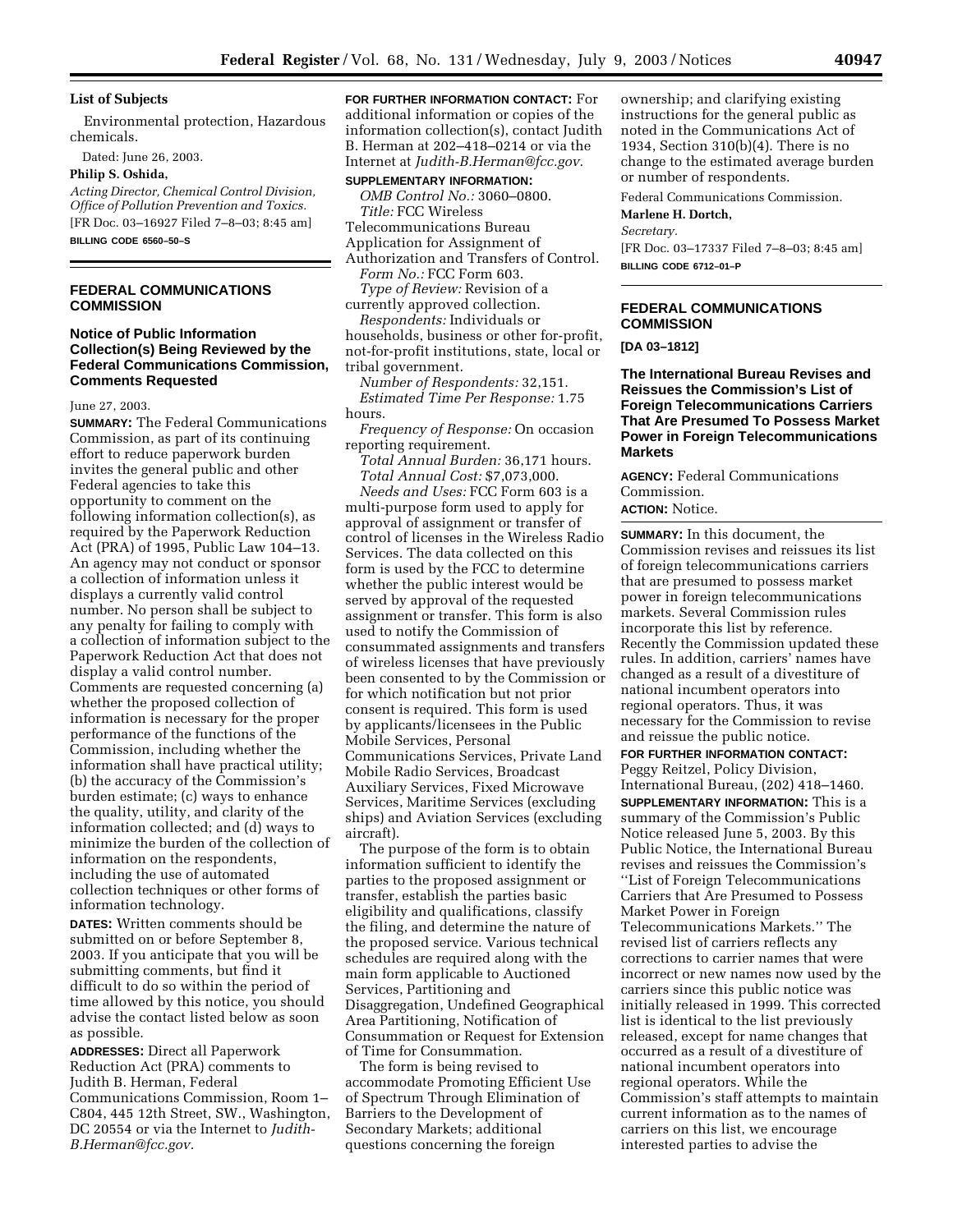**List of Subjects**

Environmental protection, Hazardous chemicals.

Dated: June 26, 2003.

**Philip S. Oshida,**

*Acting Director, Chemical Control Division, Office of Pollution Prevention and Toxics.*

[FR Doc. 03–16927 Filed 7–8–03; 8:45 am]

**BILLING CODE 6560–50–S**

## FEDERAL COMMUNICATIONS COMMISSION

### Notice of Public Information Collection(s) Being Reviewed by the Federal Communications Commission, Comments Requested

June 27, 2003.

**SUMMARY:** The Federal Communications Commission, as part of its continuing effort to reduce paperwork burden invites the general public and other Federal agencies to take this opportunity to comment on the following information collection(s), as required by the Paperwork Reduction Act (PRA) of 1995, Public Law 104–13. An agency may not conduct or sponsor a collection of information unless it displays a currently valid control number. No person shall be subject to any penalty for failing to comply with a collection of information subject to the Paperwork Reduction Act that does not display a valid control number. Comments are requested concerning (a) whether the proposed collection of information is necessary for the proper performance of the functions of the Commission, including whether the information shall have practical utility; (b) the accuracy of the Commission's burden estimate; (c) ways to enhance the quality, utility, and clarity of the information collected; and (d) ways to minimize the burden of the collection of information on the respondents, including the use of automated collection techniques or other forms of information technology.

**DATES:** Written comments should be submitted on or before September 8, 2003. If you anticipate that you will be submitting comments, but find it difficult to do so within the period of time allowed by this notice, you should advise the contact listed below as soon as possible.

**ADDRESSES:** Direct all Paperwork Reduction Act (PRA) comments to Judith B. Herman, Federal Communications Commission, Room 1–C804, 445 12th Street, SW., Washington, DC 20554 or via the Internet to *Judith-B.Herman@fcc.gov.*

**FOR FURTHER INFORMATION CONTACT:** For additional information or copies of the information collection(s), contact Judith B. Herman at 202–418–0214 or via the Internet at *Judith-B.Herman@fcc.gov.*

**SUPPLEMENTARY INFORMATION:**

*OMB Control No.:* 3060–0800.

*Title:* FCC Wireless Telecommunications Bureau Application for Assignment of Authorization and Transfers of Control.

*Form No.:* FCC Form 603.

*Type of Review:* Revision of a currently approved collection.

*Respondents:* Individuals or households, business or other for-profit, not-for-profit institutions, state, local or tribal government.

*Number of Respondents:* 32,151.

*Estimated Time Per Response:* 1.75 hours.

*Frequency of Response:* On occasion reporting requirement.

*Total Annual Burden:* 36,171 hours.

*Total Annual Cost:* $7,073,000.

*Needs and Uses:* FCC Form 603 is a multi-purpose form used to apply for approval of assignment or transfer of control of licenses in the Wireless Radio Services. The data collected on this form is used by the FCC to determine whether the public interest would be served by approval of the requested assignment or transfer. This form is also used to notify the Commission of consummated assignments and transfers of wireless licenses that have previously been consented to by the Commission or for which notification but not prior consent is required. This form is used by applicants/licensees in the Public Mobile Services, Personal Communications Services, Private Land Mobile Radio Services, Broadcast Auxiliary Services, Fixed Microwave Services, Maritime Services (excluding ships) and Aviation Services (excluding aircraft).

The purpose of the form is to obtain information sufficient to identify the parties to the proposed assignment or transfer, establish the parties basic eligibility and qualifications, classify the filing, and determine the nature of the proposed service. Various technical schedules are required along with the main form applicable to Auctioned Services, Partitioning and Disaggregation, Undefined Geographical Area Partitioning, Notification of Consummation or Request for Extension of Time for Consummation.

The form is being revised to accommodate Promoting Efficient Use of Spectrum Through Elimination of Barriers to the Development of Secondary Markets; additional questions concerning the foreign ownership; and clarifying existing instructions for the general public as noted in the Communications Act of 1934, Section 310(b)(4). There is no change to the estimated average burden or number of respondents.

Federal Communications Commission.

**Marlene H. Dortch,**

*Secretary.*

[FR Doc. 03–17337 Filed 7–8–03; 8:45 am]

**BILLING CODE 6712–01–P**

## FEDERAL COMMUNICATIONS COMMISSION

**[DA 03–1812]**

### The International Bureau Revises and Reissues the Commission's List of Foreign Telecommunications Carriers That Are Presumed To Possess Market Power in Foreign Telecommunications Markets

**AGENCY:** Federal Communications Commission.

**ACTION:** Notice.

**SUMMARY:** In this document, the Commission revises and reissues its list of foreign telecommunications carriers that are presumed to possess market power in foreign telecommunications markets. Several Commission rules incorporate this list by reference. Recently the Commission updated these rules. In addition, carriers' names have changed as a result of a divestiture of national incumbent operators into regional operators. Thus, it was necessary for the Commission to revise and reissue the public notice.

**FOR FURTHER INFORMATION CONTACT:** Peggy Reitzel, Policy Division, International Bureau, (202) 418–1460.

**SUPPLEMENTARY INFORMATION:** This is a summary of the Commission's Public Notice released June 5, 2003. By this Public Notice, the International Bureau revises and reissues the Commission's ''List of Foreign Telecommunications Carriers that Are Presumed to Possess Market Power in Foreign Telecommunications Markets.'' The revised list of carriers reflects any corrections to carrier names that were incorrect or new names now used by the carriers since this public notice was initially released in 1999. This corrected list is identical to the list previously released, except for name changes that occurred as a result of a divestiture of national incumbent operators into regional operators. While the Commission's staff attempts to maintain current information as to the names of carriers on this list, we encourage interested parties to advise the